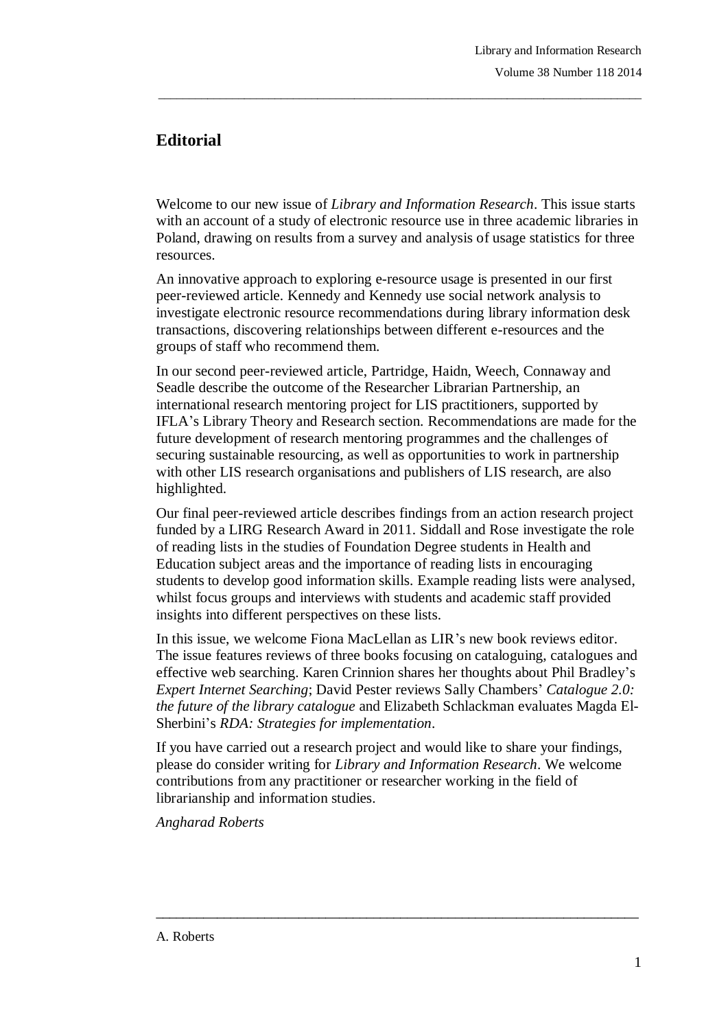# Editorial

Welcome to our new issue of *Library and Information Research*. This issue starts with an account of a study of electronic resource use in three academic libraries in Poland, drawing on results from a survey and analysis of usage statistics for three resources.

An innovative approach to exploring e-resource usage is presented in our first peer-reviewed article. Kennedy and Kennedy use social network analysis to investigate electronic resource recommendations during library information desk transactions, discovering relationships between different e-resources and the groups of staff who recommend them.

In our second peer-reviewed article, Partridge, Haidn, Weech, Connaway and Seadle describe the outcome of the Researcher Librarian Partnership, an international research mentoring project for LIS practitioners, supported by IFLA's Library Theory and Research section. Recommendations are made for the future development of research mentoring programmes and the challenges of securing sustainable resourcing, as well as opportunities to work in partnership with other LIS research organisations and publishers of LIS research, are also highlighted.

Our final peer-reviewed article describes findings from an action research project funded by a LIRG Research Award in 2011. Siddall and Rose investigate the role of reading lists in the studies of Foundation Degree students in Health and Education subject areas and the importance of reading lists in encouraging students to develop good information skills. Example reading lists were analysed, whilst focus groups and interviews with students and academic staff provided insights into different perspectives on these lists.

In this issue, we welcome Fiona MacLellan as LIR's new book reviews editor. The issue features reviews of three books focusing on cataloguing, catalogues and effective web searching. Karen Crinnion shares her thoughts about Phil Bradley's *Expert Internet Searching*; David Pester reviews Sally Chambers' *Catalogue 2.0: the future of the library catalogue* and Elizabeth Schlackman evaluates Magda El-Sherbini's *RDA: Strategies for implementation*.

If you have carried out a research project and would like to share your findings, please do consider writing for *Library and Information Research*. We welcome contributions from any practitioner or researcher working in the field of librarianship and information studies.

*Angharad Roberts*

A. Roberts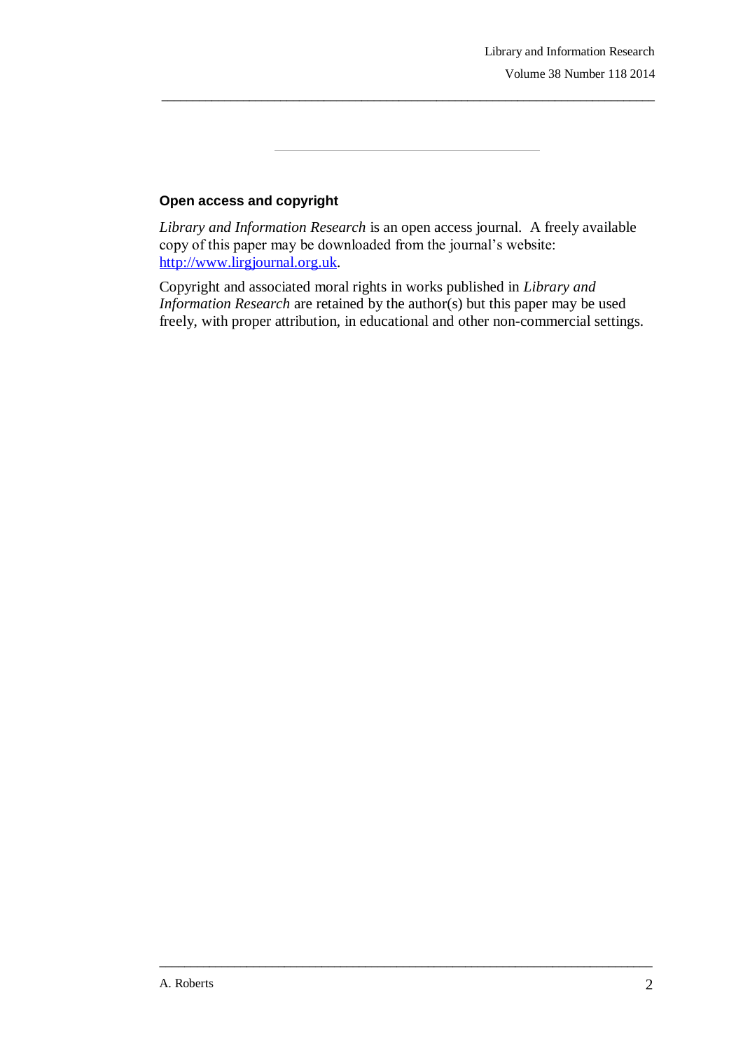---

**Open access and copyright**

*Library and Information Research* is an open access journal. A freely available copy of this paper may be downloaded from the journal's website: http://www.lirgjournal.org.uk.

Copyright and associated moral rights in works published in *Library and Information Research* are retained by the author(s) but this paper may be used freely, with proper attribution, in educational and other non-commercial settings.